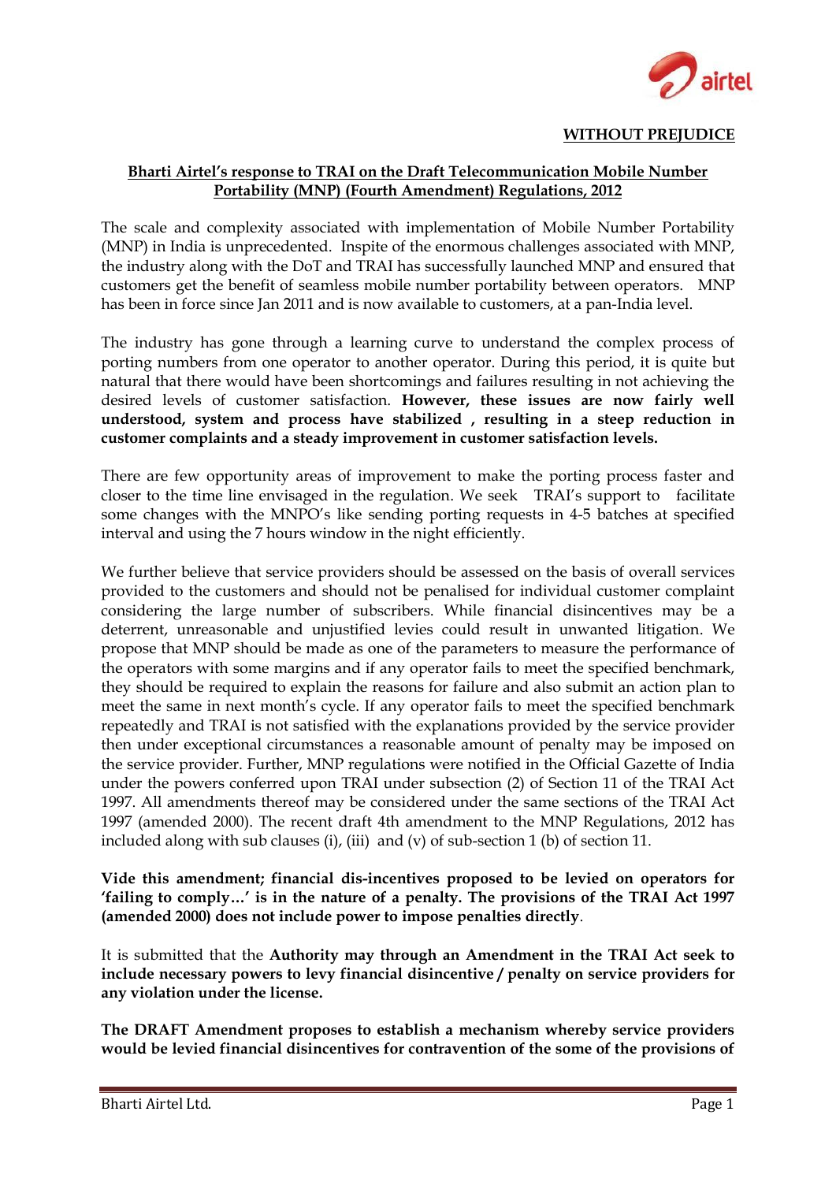**WITHOUT PREJUDICE**

**Bharti Airtel's response to TRAI on the Draft Telecommunication Mobile Number Portability (MNP) (Fourth Amendment) Regulations, 2012**

The scale and complexity associated with implementation of Mobile Number Portability (MNP) in India is unprecedented. Inspite of the enormous challenges associated with MNP, the industry along with the DoT and TRAI has successfully launched MNP and ensured that customers get the benefit of seamless mobile number portability between operators. MNP has been in force since Jan 2011 and is now available to customers, at a pan-India level.

The industry has gone through a learning curve to understand the complex process of porting numbers from one operator to another operator. During this period, it is quite but natural that there would have been shortcomings and failures resulting in not achieving the desired levels of customer satisfaction. **However, these issues are now fairly well understood, system and process have stabilized , resulting in a steep reduction in customer complaints and a steady improvement in customer satisfaction levels.**

There are few opportunity areas of improvement to make the porting process faster and closer to the time line envisaged in the regulation. We seek TRAI's support to facilitate some changes with the MNPO's like sending porting requests in 4-5 batches at specified interval and using the 7 hours window in the night efficiently.

We further believe that service providers should be assessed on the basis of overall services provided to the customers and should not be penalised for individual customer complaint considering the large number of subscribers. While financial disincentives may be a deterrent, unreasonable and unjustified levies could result in unwanted litigation. We propose that MNP should be made as one of the parameters to measure the performance of the operators with some margins and if any operator fails to meet the specified benchmark, they should be required to explain the reasons for failure and also submit an action plan to meet the same in next month's cycle. If any operator fails to meet the specified benchmark repeatedly and TRAI is not satisfied with the explanations provided by the service provider then under exceptional circumstances a reasonable amount of penalty may be imposed on the service provider. Further, MNP regulations were notified in the Official Gazette of India under the powers conferred upon TRAI under subsection (2) of Section 11 of the TRAI Act 1997. All amendments thereof may be considered under the same sections of the TRAI Act 1997 (amended 2000). The recent draft 4th amendment to the MNP Regulations, 2012 has included along with sub clauses (i), (iii) and (v) of sub-section 1 (b) of section 11.

**Vide this amendment; financial dis-incentives proposed to be levied on operators for 'failing to comply…' is in the nature of a penalty. The provisions of the TRAI Act 1997 (amended 2000) does not include power to impose penalties directly**.

It is submitted that the **Authority may through an Amendment in the TRAI Act seek to include necessary powers to levy financial disincentive / penalty on service providers for any violation under the license.**

**The DRAFT Amendment proposes to establish a mechanism whereby service providers would be levied financial disincentives for contravention of the some of the provisions of**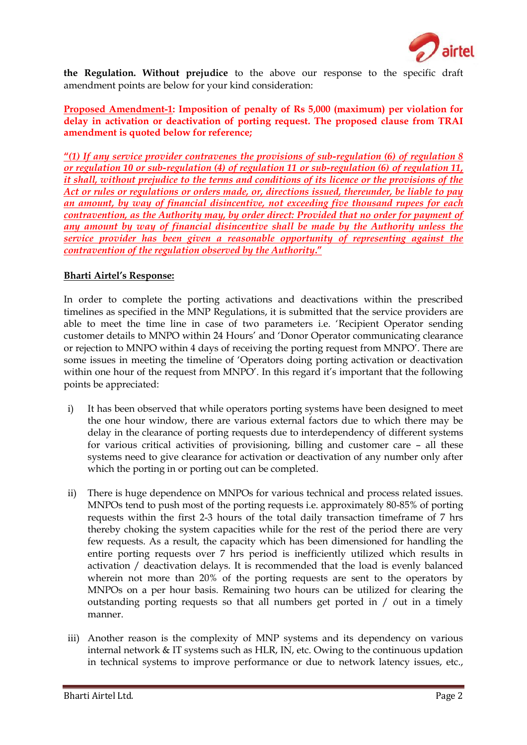**the Regulation. Without prejudice** to the above our response to the specific draft amendment points are below for your kind consideration:

**Proposed Amendment-1: Imposition of penalty of Rs 5,000 (maximum) per violation for delay in activation or deactivation of porting request. The proposed clause from TRAI amendment is quoted below for reference;**

***"(1) If any service provider contravenes the provisions of sub-regulation (6) of regulation 8 or regulation 10 or sub-regulation (4) of regulation 11 or sub-regulation (6) of regulation 11, it shall, without prejudice to the terms and conditions of its licence or the provisions of the Act or rules or regulations or orders made, or, directions issued, thereunder, be liable to pay an amount, by way of financial disincentive, not exceeding five thousand rupees for each contravention, as the Authority may, by order direct: Provided that no order for payment of any amount by way of financial disincentive shall be made by the Authority unless the service provider has been given a reasonable opportunity of representing against the contravention of the regulation observed by the Authority."***

**Bharti Airtel's Response:**

In order to complete the porting activations and deactivations within the prescribed timelines as specified in the MNP Regulations, it is submitted that the service providers are able to meet the time line in case of two parameters i.e. 'Recipient Operator sending customer details to MNPO within 24 Hours' and 'Donor Operator communicating clearance or rejection to MNPO within 4 days of receiving the porting request from MNPO'. There are some issues in meeting the timeline of 'Operators doing porting activation or deactivation within one hour of the request from MNPO'. In this regard it's important that the following points be appreciated:

i) It has been observed that while operators porting systems have been designed to meet the one hour window, there are various external factors due to which there may be delay in the clearance of porting requests due to interdependency of different systems for various critical activities of provisioning, billing and customer care – all these systems need to give clearance for activation or deactivation of any number only after which the porting in or porting out can be completed.

ii) There is huge dependence on MNPOs for various technical and process related issues. MNPOs tend to push most of the porting requests i.e. approximately 80-85% of porting requests within the first 2-3 hours of the total daily transaction timeframe of 7 hrs thereby choking the system capacities while for the rest of the period there are very few requests. As a result, the capacity which has been dimensioned for handling the entire porting requests over 7 hrs period is inefficiently utilized which results in activation / deactivation delays. It is recommended that the load is evenly balanced wherein not more than 20% of the porting requests are sent to the operators by MNPOs on a per hour basis. Remaining two hours can be utilized for clearing the outstanding porting requests so that all numbers get ported in / out in a timely manner.

iii) Another reason is the complexity of MNP systems and its dependency on various internal network & IT systems such as HLR, IN, etc. Owing to the continuous updation in technical systems to improve performance or due to network latency issues, etc.,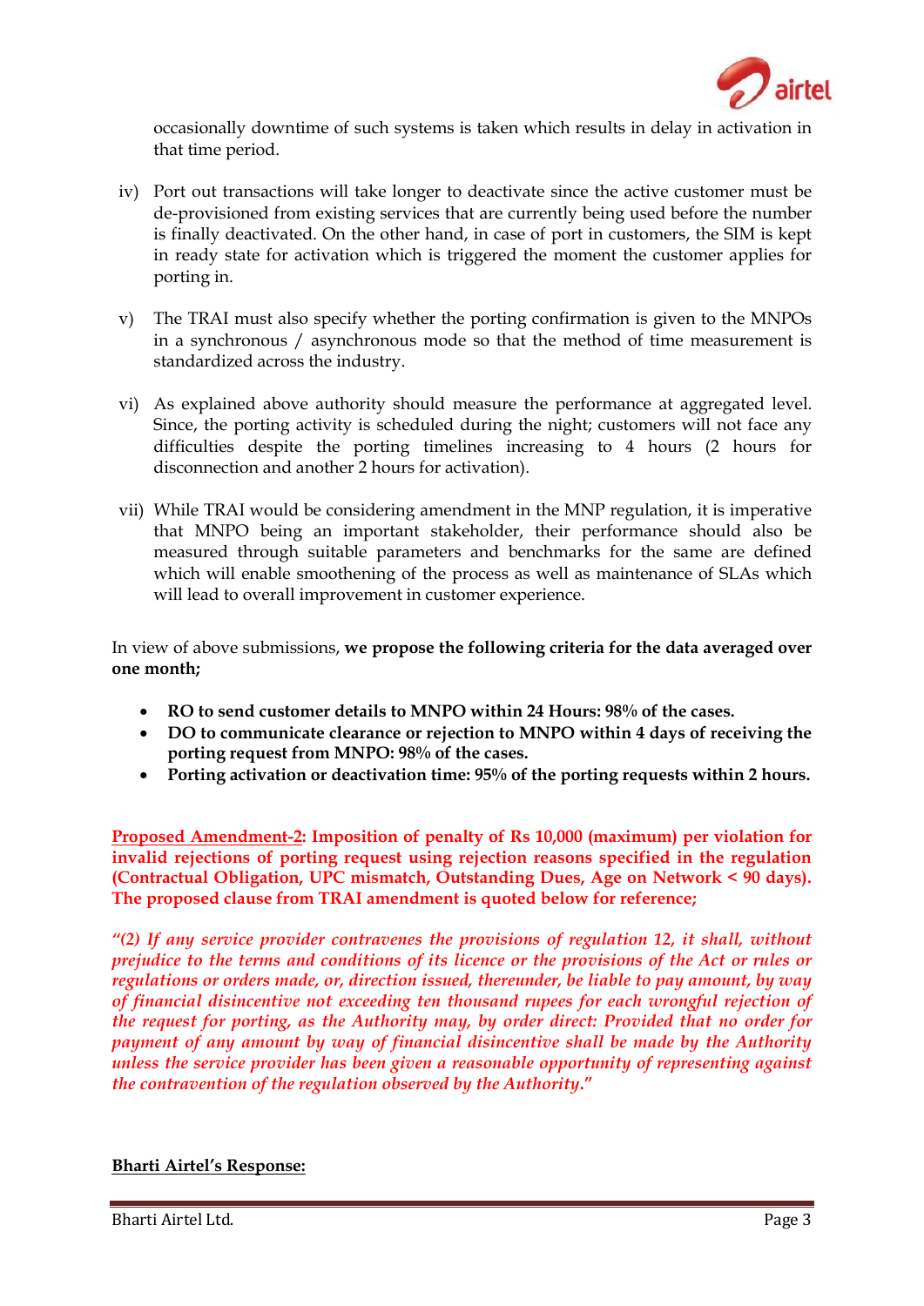occasionally downtime of such systems is taken which results in delay in activation in that time period.

iv) Port out transactions will take longer to deactivate since the active customer must be de-provisioned from existing services that are currently being used before the number is finally deactivated. On the other hand, in case of port in customers, the SIM is kept in ready state for activation which is triggered the moment the customer applies for porting in.

v) The TRAI must also specify whether the porting confirmation is given to the MNPOs in a synchronous / asynchronous mode so that the method of time measurement is standardized across the industry.

vi) As explained above authority should measure the performance at aggregated level. Since, the porting activity is scheduled during the night; customers will not face any difficulties despite the porting timelines increasing to 4 hours (2 hours for disconnection and another 2 hours for activation).

vii) While TRAI would be considering amendment in the MNP regulation, it is imperative that MNPO being an important stakeholder, their performance should also be measured through suitable parameters and benchmarks for the same are defined which will enable smoothening of the process as well as maintenance of SLAs which will lead to overall improvement in customer experience.

In view of above submissions, **we propose the following criteria for the data averaged over one month;**

- **RO to send customer details to MNPO within 24 Hours: 98% of the cases.**
- **DO to communicate clearance or rejection to MNPO within 4 days of receiving the porting request from MNPO: 98% of the cases.**
- **Porting activation or deactivation time: 95% of the porting requests within 2 hours.**

**<u>Proposed Amendment-2</u>: Imposition of penalty of Rs 10,000 (maximum) per violation for invalid rejections of porting request using rejection reasons specified in the regulation (Contractual Obligation, UPC mismatch, Outstanding Dues, Age on Network < 90 days). The proposed clause from TRAI amendment is quoted below for reference;**

***"(2) If any service provider contravenes the provisions of regulation 12, it shall, without prejudice to the terms and conditions of its licence or the provisions of the Act or rules or regulations or orders made, or, direction issued, thereunder, be liable to pay amount, by way of financial disincentive not exceeding ten thousand rupees for each wrongful rejection of the request for porting, as the Authority may, by order direct: Provided that no order for payment of any amount by way of financial disincentive shall be made by the Authority unless the service provider has been given a reasonable opportunity of representing against the contravention of the regulation observed by the Authority."***

**<u>Bharti Airtel's Response:</u>**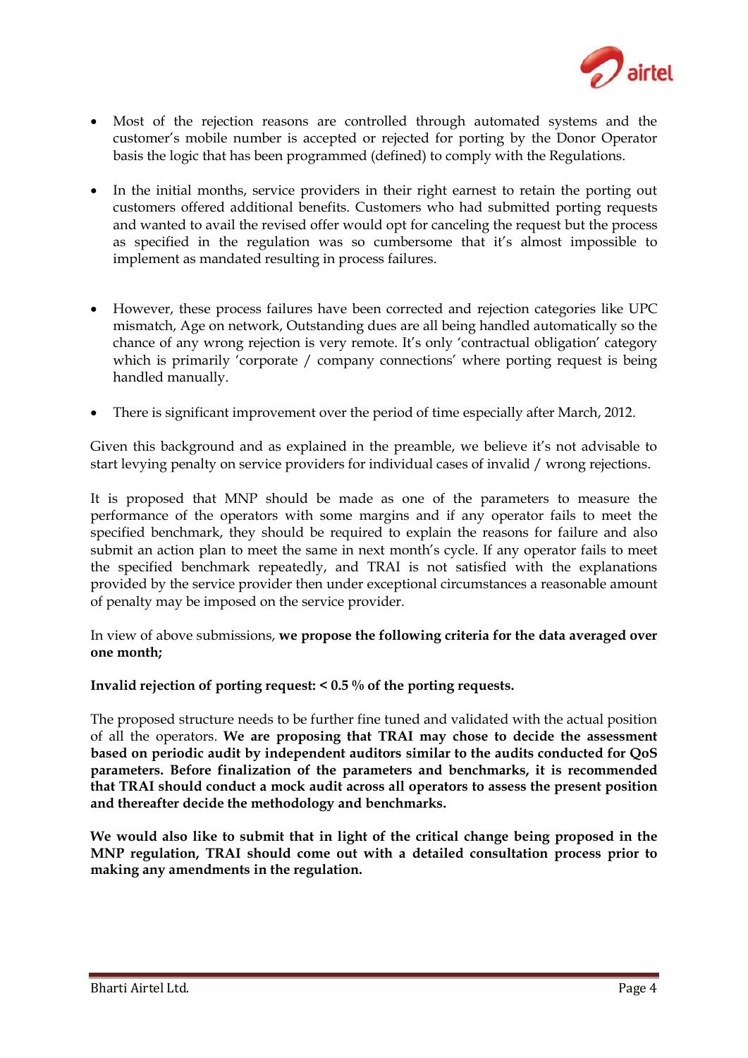- Most of the rejection reasons are controlled through automated systems and the customer's mobile number is accepted or rejected for porting by the Donor Operator basis the logic that has been programmed (defined) to comply with the Regulations.

- In the initial months, service providers in their right earnest to retain the porting out customers offered additional benefits. Customers who had submitted porting requests and wanted to avail the revised offer would opt for canceling the request but the process as specified in the regulation was so cumbersome that it's almost impossible to implement as mandated resulting in process failures.

- However, these process failures have been corrected and rejection categories like UPC mismatch, Age on network, Outstanding dues are all being handled automatically so the chance of any wrong rejection is very remote. It's only 'contractual obligation' category which is primarily 'corporate / company connections' where porting request is being handled manually.

- There is significant improvement over the period of time especially after March, 2012.

Given this background and as explained in the preamble, we believe it's not advisable to start levying penalty on service providers for individual cases of invalid / wrong rejections.

It is proposed that MNP should be made as one of the parameters to measure the performance of the operators with some margins and if any operator fails to meet the specified benchmark, they should be required to explain the reasons for failure and also submit an action plan to meet the same in next month's cycle. If any operator fails to meet the specified benchmark repeatedly, and TRAI is not satisfied with the explanations provided by the service provider then under exceptional circumstances a reasonable amount of penalty may be imposed on the service provider.

In view of above submissions, **we propose the following criteria for the data averaged over one month;**

**Invalid rejection of porting request: < 0.5 % of the porting requests.**

The proposed structure needs to be further fine tuned and validated with the actual position of all the operators. **We are proposing that TRAI may chose to decide the assessment based on periodic audit by independent auditors similar to the audits conducted for QoS parameters. Before finalization of the parameters and benchmarks, it is recommended that TRAI should conduct a mock audit across all operators to assess the present position and thereafter decide the methodology and benchmarks.**

**We would also like to submit that in light of the critical change being proposed in the MNP regulation, TRAI should come out with a detailed consultation process prior to making any amendments in the regulation.**